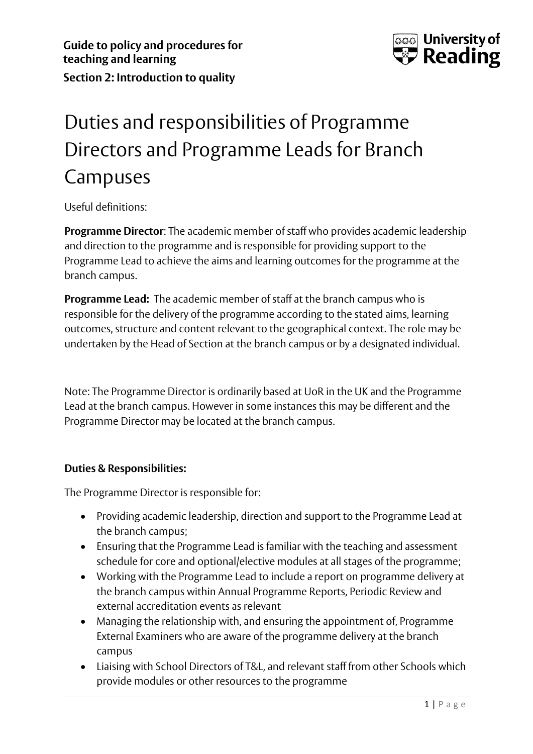**Guide to policy and procedures for teaching and learning**

**Section 2: Introduction to quality**

# Duties and responsibilities of Programme Directors and Programme Leads for Branch Campuses

Useful definitions:

**Programme Director**: The academic member of staff who provides academic leadership and direction to the programme and is responsible for providing support to the Programme Lead to achieve the aims and learning outcomes for the programme at the branch campus.

**Programme Lead:** The academic member of staff at the branch campus who is responsible for the delivery of the programme according to the stated aims, learning outcomes, structure and content relevant to the geographical context. The role may be undertaken by the Head of Section at the branch campus or by a designated individual.

Note: The Programme Director is ordinarily based at UoR in the UK and the Programme Lead at the branch campus. However in some instances this may be different and the Programme Director may be located at the branch campus.

**Duties & Responsibilities:**

The Programme Director is responsible for:

- Providing academic leadership, direction and support to the Programme Lead at the branch campus;
- Ensuring that the Programme Lead is familiar with the teaching and assessment schedule for core and optional/elective modules at all stages of the programme;
- Working with the Programme Lead to include a report on programme delivery at the branch campus within Annual Programme Reports, Periodic Review and external accreditation events as relevant
- Managing the relationship with, and ensuring the appointment of, Programme External Examiners who are aware of the programme delivery at the branch campus
- Liaising with School Directors of T&L, and relevant staff from other Schools which provide modules or other resources to the programme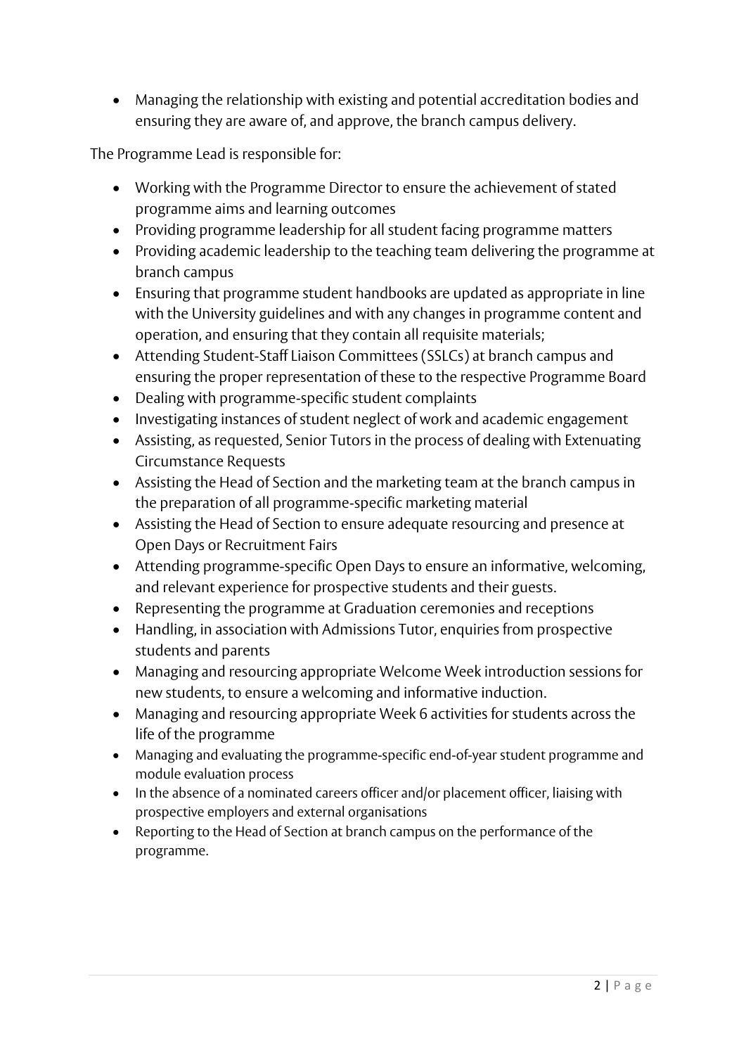- Managing the relationship with existing and potential accreditation bodies and ensuring they are aware of, and approve, the branch campus delivery.

The Programme Lead is responsible for:

- Working with the Programme Director to ensure the achievement of stated programme aims and learning outcomes
- Providing programme leadership for all student facing programme matters
- Providing academic leadership to the teaching team delivering the programme at branch campus
- Ensuring that programme student handbooks are updated as appropriate in line with the University guidelines and with any changes in programme content and operation, and ensuring that they contain all requisite materials;
- Attending Student-Staff Liaison Committees (SSLCs) at branch campus and ensuring the proper representation of these to the respective Programme Board
- Dealing with programme-specific student complaints
- Investigating instances of student neglect of work and academic engagement
- Assisting, as requested, Senior Tutors in the process of dealing with Extenuating Circumstance Requests
- Assisting the Head of Section and the marketing team at the branch campus in the preparation of all programme-specific marketing material
- Assisting the Head of Section to ensure adequate resourcing and presence at Open Days or Recruitment Fairs
- Attending programme-specific Open Days to ensure an informative, welcoming, and relevant experience for prospective students and their guests.
- Representing the programme at Graduation ceremonies and receptions
- Handling, in association with Admissions Tutor, enquiries from prospective students and parents
- Managing and resourcing appropriate Welcome Week introduction sessions for new students, to ensure a welcoming and informative induction.
- Managing and resourcing appropriate Week 6 activities for students across the life of the programme
- Managing and evaluating the programme-specific end-of-year student programme and module evaluation process
- In the absence of a nominated careers officer and/or placement officer, liaising with prospective employers and external organisations
- Reporting to the Head of Section at branch campus on the performance of the programme.